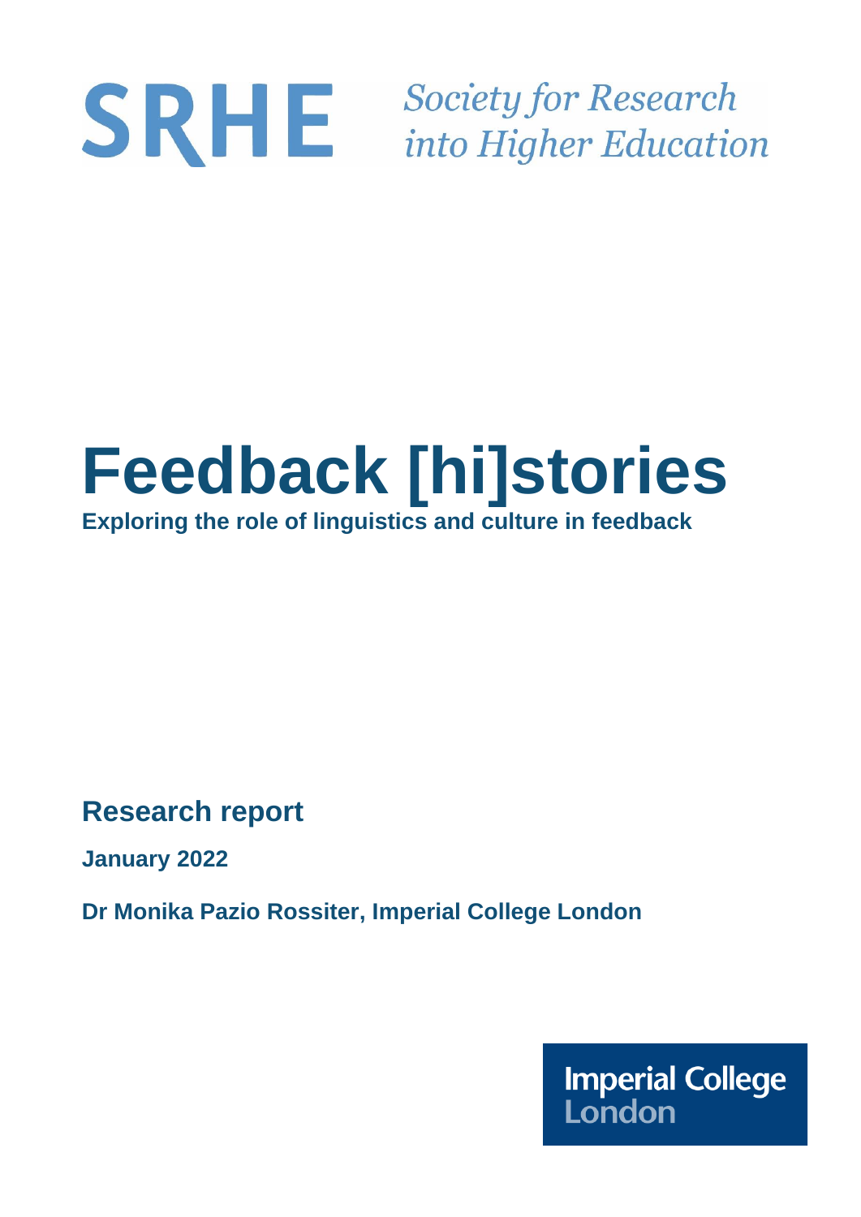SRHE Society for Research into Higher Education

# Feedback [hi]stories

**Exploring the role of linguistics and culture in feedback**

## Research report

**January 2022**

**Dr Monika Pazio Rossiter, Imperial College London**

Imperial College London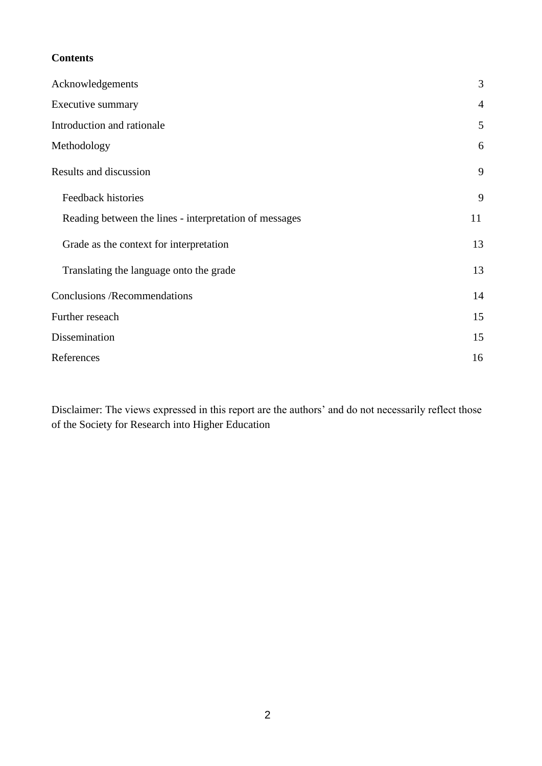**Contents**

| | |
|---|---|
| Acknowledgements | 3 |
| Executive summary | 4 |
| Introduction and rationale | 5 |
| Methodology | 6 |
| Results and discussion | 9 |
| Feedback histories | 9 |
| Reading between the lines - interpretation of messages | 11 |
| Grade as the context for interpretation | 13 |
| Translating the language onto the grade | 13 |
| Conclusions /Recommendations | 14 |
| Further reseach | 15 |
| Dissemination | 15 |
| References | 16 |

Disclaimer: The views expressed in this report are the authors' and do not necessarily reflect those of the Society for Research into Higher Education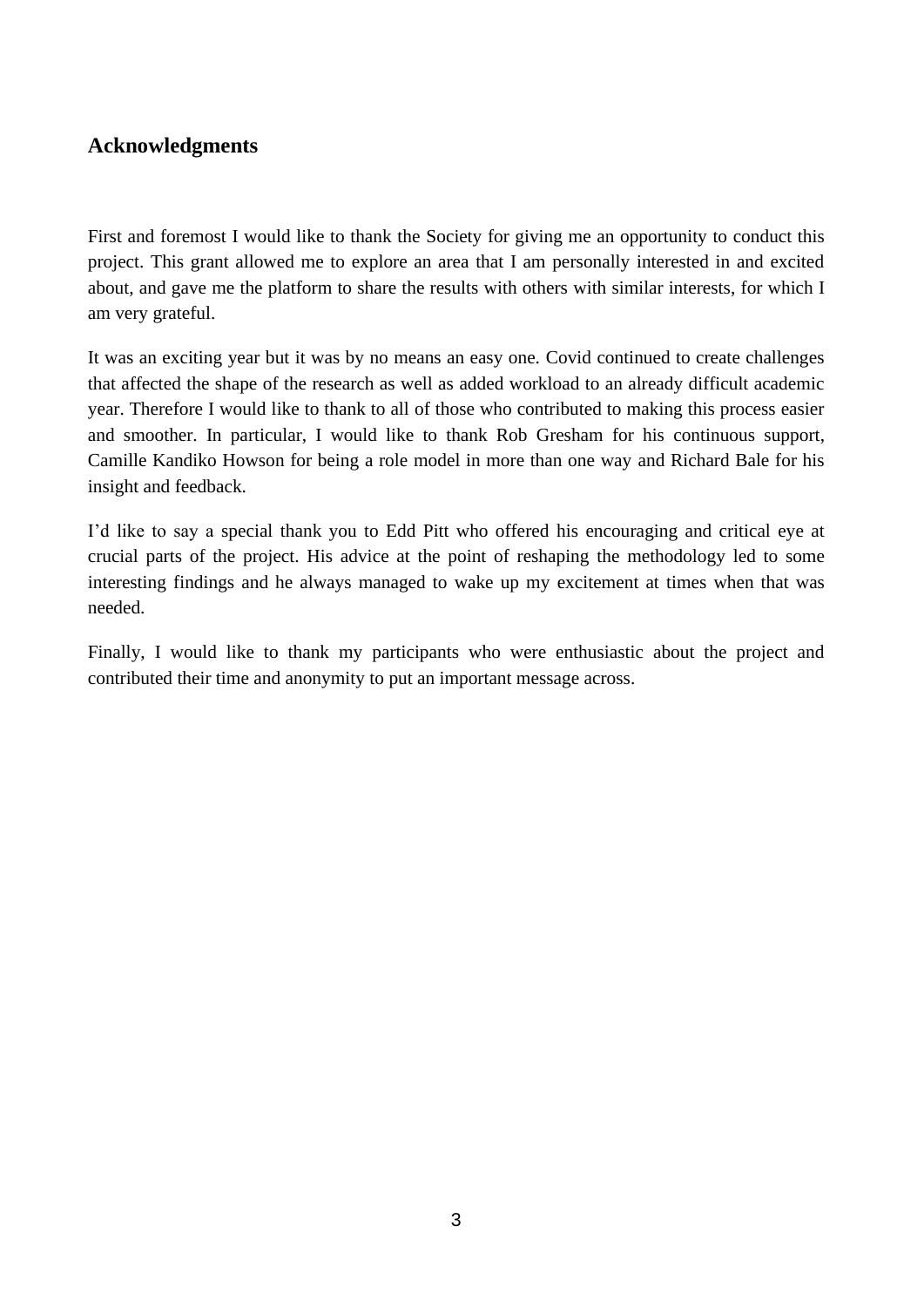## Acknowledgments

First and foremost I would like to thank the Society for giving me an opportunity to conduct this project. This grant allowed me to explore an area that I am personally interested in and excited about, and gave me the platform to share the results with others with similar interests, for which I am very grateful.

It was an exciting year but it was by no means an easy one. Covid continued to create challenges that affected the shape of the research as well as added workload to an already difficult academic year. Therefore I would like to thank to all of those who contributed to making this process easier and smoother. In particular, I would like to thank Rob Gresham for his continuous support, Camille Kandiko Howson for being a role model in more than one way and Richard Bale for his insight and feedback.

I'd like to say a special thank you to Edd Pitt who offered his encouraging and critical eye at crucial parts of the project. His advice at the point of reshaping the methodology led to some interesting findings and he always managed to wake up my excitement at times when that was needed.

Finally, I would like to thank my participants who were enthusiastic about the project and contributed their time and anonymity to put an important message across.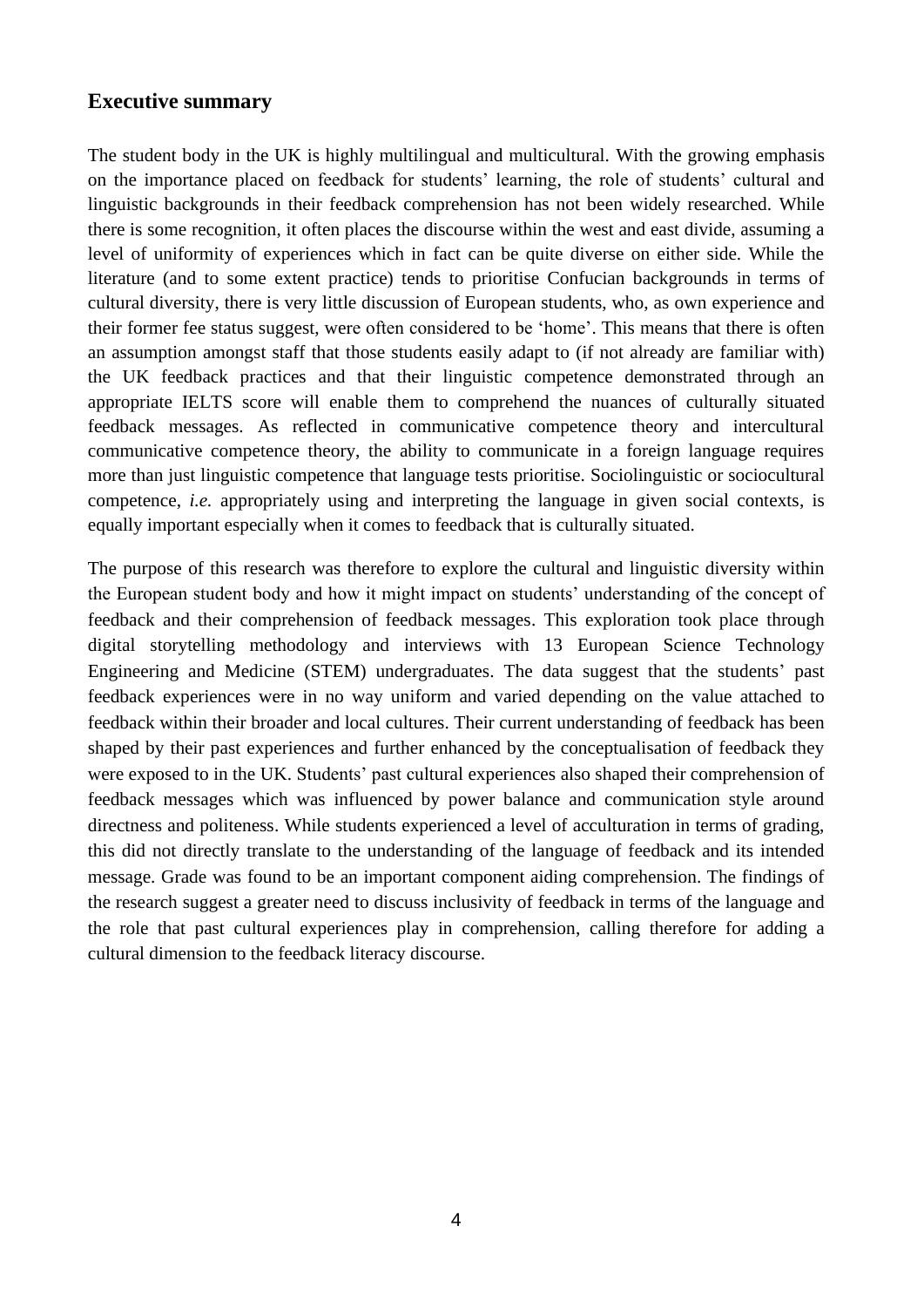## Executive summary

The student body in the UK is highly multilingual and multicultural. With the growing emphasis on the importance placed on feedback for students' learning, the role of students' cultural and linguistic backgrounds in their feedback comprehension has not been widely researched. While there is some recognition, it often places the discourse within the west and east divide, assuming a level of uniformity of experiences which in fact can be quite diverse on either side. While the literature (and to some extent practice) tends to prioritise Confucian backgrounds in terms of cultural diversity, there is very little discussion of European students, who, as own experience and their former fee status suggest, were often considered to be 'home'. This means that there is often an assumption amongst staff that those students easily adapt to (if not already are familiar with) the UK feedback practices and that their linguistic competence demonstrated through an appropriate IELTS score will enable them to comprehend the nuances of culturally situated feedback messages. As reflected in communicative competence theory and intercultural communicative competence theory, the ability to communicate in a foreign language requires more than just linguistic competence that language tests prioritise. Sociolinguistic or sociocultural competence, *i.e.* appropriately using and interpreting the language in given social contexts, is equally important especially when it comes to feedback that is culturally situated.

The purpose of this research was therefore to explore the cultural and linguistic diversity within the European student body and how it might impact on students' understanding of the concept of feedback and their comprehension of feedback messages. This exploration took place through digital storytelling methodology and interviews with 13 European Science Technology Engineering and Medicine (STEM) undergraduates. The data suggest that the students' past feedback experiences were in no way uniform and varied depending on the value attached to feedback within their broader and local cultures. Their current understanding of feedback has been shaped by their past experiences and further enhanced by the conceptualisation of feedback they were exposed to in the UK. Students' past cultural experiences also shaped their comprehension of feedback messages which was influenced by power balance and communication style around directness and politeness. While students experienced a level of acculturation in terms of grading, this did not directly translate to the understanding of the language of feedback and its intended message. Grade was found to be an important component aiding comprehension. The findings of the research suggest a greater need to discuss inclusivity of feedback in terms of the language and the role that past cultural experiences play in comprehension, calling therefore for adding a cultural dimension to the feedback literacy discourse.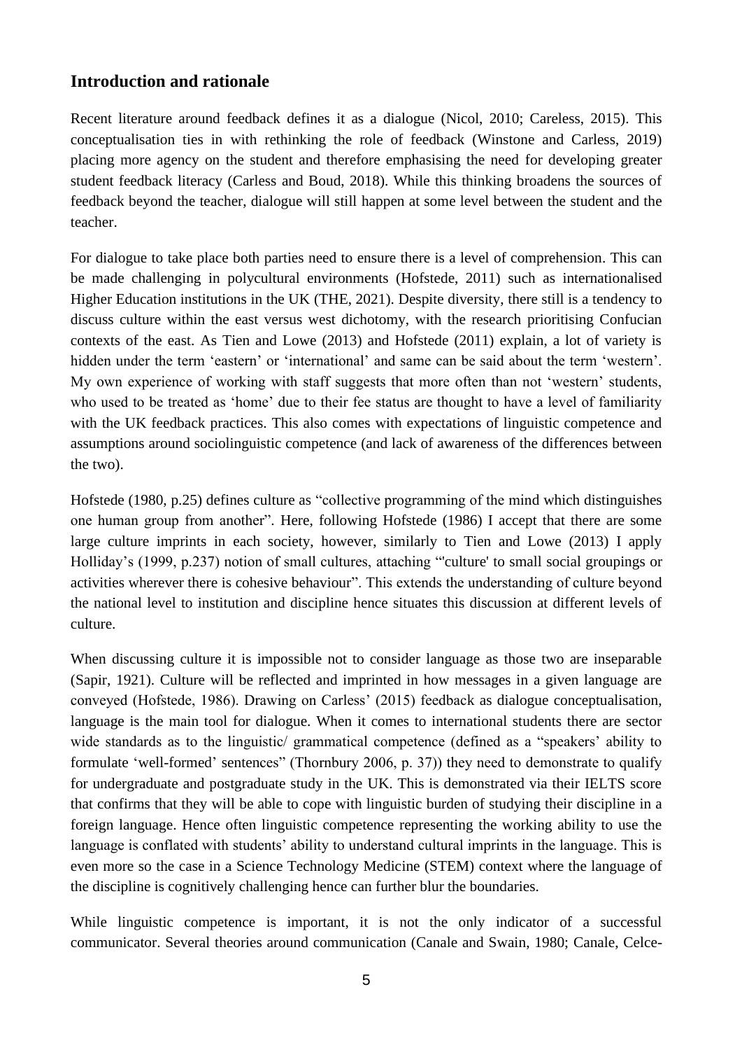## Introduction and rationale

Recent literature around feedback defines it as a dialogue (Nicol, 2010; Careless, 2015). This conceptualisation ties in with rethinking the role of feedback (Winstone and Carless, 2019) placing more agency on the student and therefore emphasising the need for developing greater student feedback literacy (Carless and Boud, 2018). While this thinking broadens the sources of feedback beyond the teacher, dialogue will still happen at some level between the student and the teacher.

For dialogue to take place both parties need to ensure there is a level of comprehension. This can be made challenging in polycultural environments (Hofstede, 2011) such as internationalised Higher Education institutions in the UK (THE, 2021). Despite diversity, there still is a tendency to discuss culture within the east versus west dichotomy, with the research prioritising Confucian contexts of the east. As Tien and Lowe (2013) and Hofstede (2011) explain, a lot of variety is hidden under the term 'eastern' or 'international' and same can be said about the term 'western'. My own experience of working with staff suggests that more often than not 'western' students, who used to be treated as 'home' due to their fee status are thought to have a level of familiarity with the UK feedback practices. This also comes with expectations of linguistic competence and assumptions around sociolinguistic competence (and lack of awareness of the differences between the two).

Hofstede (1980, p.25) defines culture as "collective programming of the mind which distinguishes one human group from another". Here, following Hofstede (1986) I accept that there are some large culture imprints in each society, however, similarly to Tien and Lowe (2013) I apply Holliday's (1999, p.237) notion of small cultures, attaching "'culture' to small social groupings or activities wherever there is cohesive behaviour". This extends the understanding of culture beyond the national level to institution and discipline hence situates this discussion at different levels of culture.

When discussing culture it is impossible not to consider language as those two are inseparable (Sapir, 1921). Culture will be reflected and imprinted in how messages in a given language are conveyed (Hofstede, 1986). Drawing on Carless' (2015) feedback as dialogue conceptualisation, language is the main tool for dialogue. When it comes to international students there are sector wide standards as to the linguistic/ grammatical competence (defined as a "speakers' ability to formulate 'well-formed' sentences" (Thornbury 2006, p. 37)) they need to demonstrate to qualify for undergraduate and postgraduate study in the UK. This is demonstrated via their IELTS score that confirms that they will be able to cope with linguistic burden of studying their discipline in a foreign language. Hence often linguistic competence representing the working ability to use the language is conflated with students' ability to understand cultural imprints in the language. This is even more so the case in a Science Technology Medicine (STEM) context where the language of the discipline is cognitively challenging hence can further blur the boundaries.

While linguistic competence is important, it is not the only indicator of a successful communicator. Several theories around communication (Canale and Swain, 1980; Canale, Celce-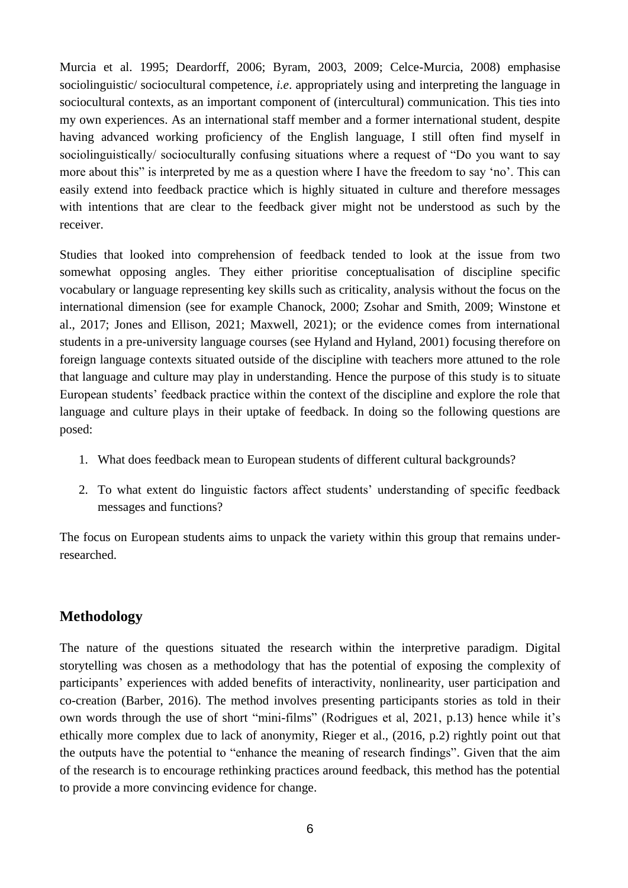Murcia et al. 1995; Deardorff, 2006; Byram, 2003, 2009; Celce-Murcia, 2008) emphasise sociolinguistic/ sociocultural competence, *i.e*. appropriately using and interpreting the language in sociocultural contexts, as an important component of (intercultural) communication. This ties into my own experiences. As an international staff member and a former international student, despite having advanced working proficiency of the English language, I still often find myself in sociolinguistically/ socioculturally confusing situations where a request of "Do you want to say more about this" is interpreted by me as a question where I have the freedom to say 'no'. This can easily extend into feedback practice which is highly situated in culture and therefore messages with intentions that are clear to the feedback giver might not be understood as such by the receiver.

Studies that looked into comprehension of feedback tended to look at the issue from two somewhat opposing angles. They either prioritise conceptualisation of discipline specific vocabulary or language representing key skills such as criticality, analysis without the focus on the international dimension (see for example Chanock, 2000; Zsohar and Smith, 2009; Winstone et al., 2017; Jones and Ellison, 2021; Maxwell, 2021); or the evidence comes from international students in a pre-university language courses (see Hyland and Hyland, 2001) focusing therefore on foreign language contexts situated outside of the discipline with teachers more attuned to the role that language and culture may play in understanding. Hence the purpose of this study is to situate European students' feedback practice within the context of the discipline and explore the role that language and culture plays in their uptake of feedback. In doing so the following questions are posed:

1. What does feedback mean to European students of different cultural backgrounds?
2. To what extent do linguistic factors affect students' understanding of specific feedback messages and functions?

The focus on European students aims to unpack the variety within this group that remains under-researched.

## Methodology

The nature of the questions situated the research within the interpretive paradigm. Digital storytelling was chosen as a methodology that has the potential of exposing the complexity of participants' experiences with added benefits of interactivity, nonlinearity, user participation and co-creation (Barber, 2016). The method involves presenting participants stories as told in their own words through the use of short "mini-films" (Rodrigues et al, 2021, p.13) hence while it's ethically more complex due to lack of anonymity, Rieger et al., (2016, p.2) rightly point out that the outputs have the potential to "enhance the meaning of research findings". Given that the aim of the research is to encourage rethinking practices around feedback, this method has the potential to provide a more convincing evidence for change.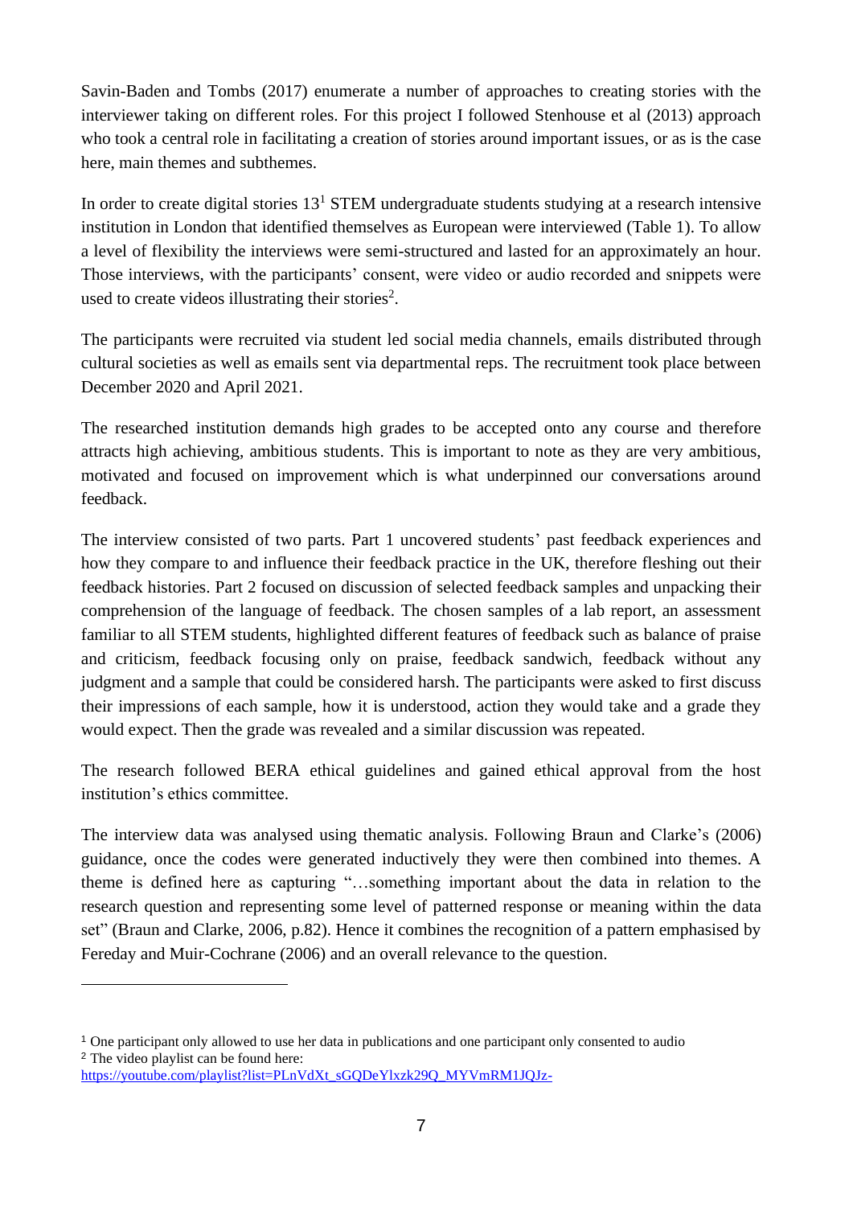Savin-Baden and Tombs (2017) enumerate a number of approaches to creating stories with the interviewer taking on different roles. For this project I followed Stenhouse et al (2013) approach who took a central role in facilitating a creation of stories around important issues, or as is the case here, main themes and subthemes.

In order to create digital stories 13[1] STEM undergraduate students studying at a research intensive institution in London that identified themselves as European were interviewed (Table 1). To allow a level of flexibility the interviews were semi-structured and lasted for an approximately an hour. Those interviews, with the participants' consent, were video or audio recorded and snippets were used to create videos illustrating their stories[2].

The participants were recruited via student led social media channels, emails distributed through cultural societies as well as emails sent via departmental reps. The recruitment took place between December 2020 and April 2021.

The researched institution demands high grades to be accepted onto any course and therefore attracts high achieving, ambitious students. This is important to note as they are very ambitious, motivated and focused on improvement which is what underpinned our conversations around feedback.

The interview consisted of two parts. Part 1 uncovered students' past feedback experiences and how they compare to and influence their feedback practice in the UK, therefore fleshing out their feedback histories. Part 2 focused on discussion of selected feedback samples and unpacking their comprehension of the language of feedback. The chosen samples of a lab report, an assessment familiar to all STEM students, highlighted different features of feedback such as balance of praise and criticism, feedback focusing only on praise, feedback sandwich, feedback without any judgment and a sample that could be considered harsh. The participants were asked to first discuss their impressions of each sample, how it is understood, action they would take and a grade they would expect. Then the grade was revealed and a similar discussion was repeated.

The research followed BERA ethical guidelines and gained ethical approval from the host institution's ethics committee.

The interview data was analysed using thematic analysis. Following Braun and Clarke's (2006) guidance, once the codes were generated inductively they were then combined into themes. A theme is defined here as capturing "…something important about the data in relation to the research question and representing some level of patterned response or meaning within the data set" (Braun and Clarke, 2006, p.82). Hence it combines the recognition of a pattern emphasised by Fereday and Muir-Cochrane (2006) and an overall relevance to the question.

---

[1] One participant only allowed to use her data in publications and one participant only consented to audio

[2] The video playlist can be found here: https://youtube.com/playlist?list=PLnVdXt_sGQDeYlxzk29Q_MYVmRM1JQJz-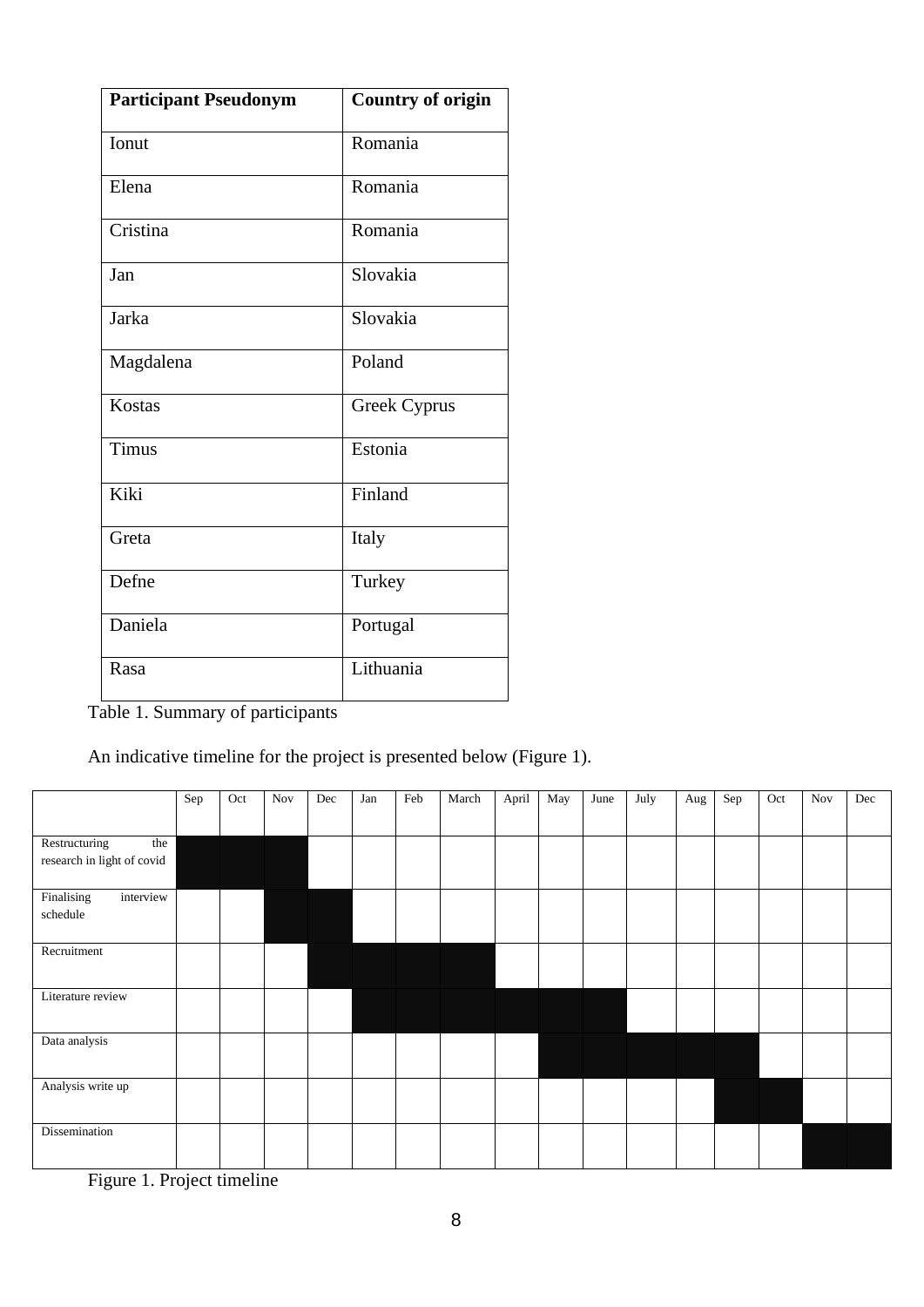| Participant Pseudonym | Country of origin |
|---|---|
| Ionut | Romania |
| Elena | Romania |
| Cristina | Romania |
| Jan | Slovakia |
| Jarka | Slovakia |
| Magdalena | Poland |
| Kostas | Greek Cyprus |
| Timus | Estonia |
| Kiki | Finland |
| Greta | Italy |
| Defne | Turkey |
| Daniela | Portugal |
| Rasa | Lithuania |

Table 1. Summary of participants

An indicative timeline for the project is presented below (Figure 1).

| | Sep | Oct | Nov | Dec | Jan | Feb | March | April | May | June | July | Aug | Sep | Oct | Nov | Dec |
|---|---|---|---|---|---|---|---|---|---|---|---|---|---|---|---|---|
| Restructuring the research in light of covid | ■ | ■ | ■ | | | | | | | | | | | | | |
| Finalising interview schedule | | | ■ | ■ | | | | | | | | | | | | |
| Recruitment | | | | ■ | ■ | ■ | ■ | | | | | | | | | |
| Literature review | | | | | ■ | ■ | ■ | ■ | ■ | ■ | | | | | | |
| Data analysis | | | | | | | | | ■ | ■ | ■ | ■ | ■ | | | |
| Analysis write up | | | | | | | | | | | | | ■ | ■ | | |
| Dissemination | | | | | | | | | | | | | | | ■ | ■ |

Figure 1. Project timeline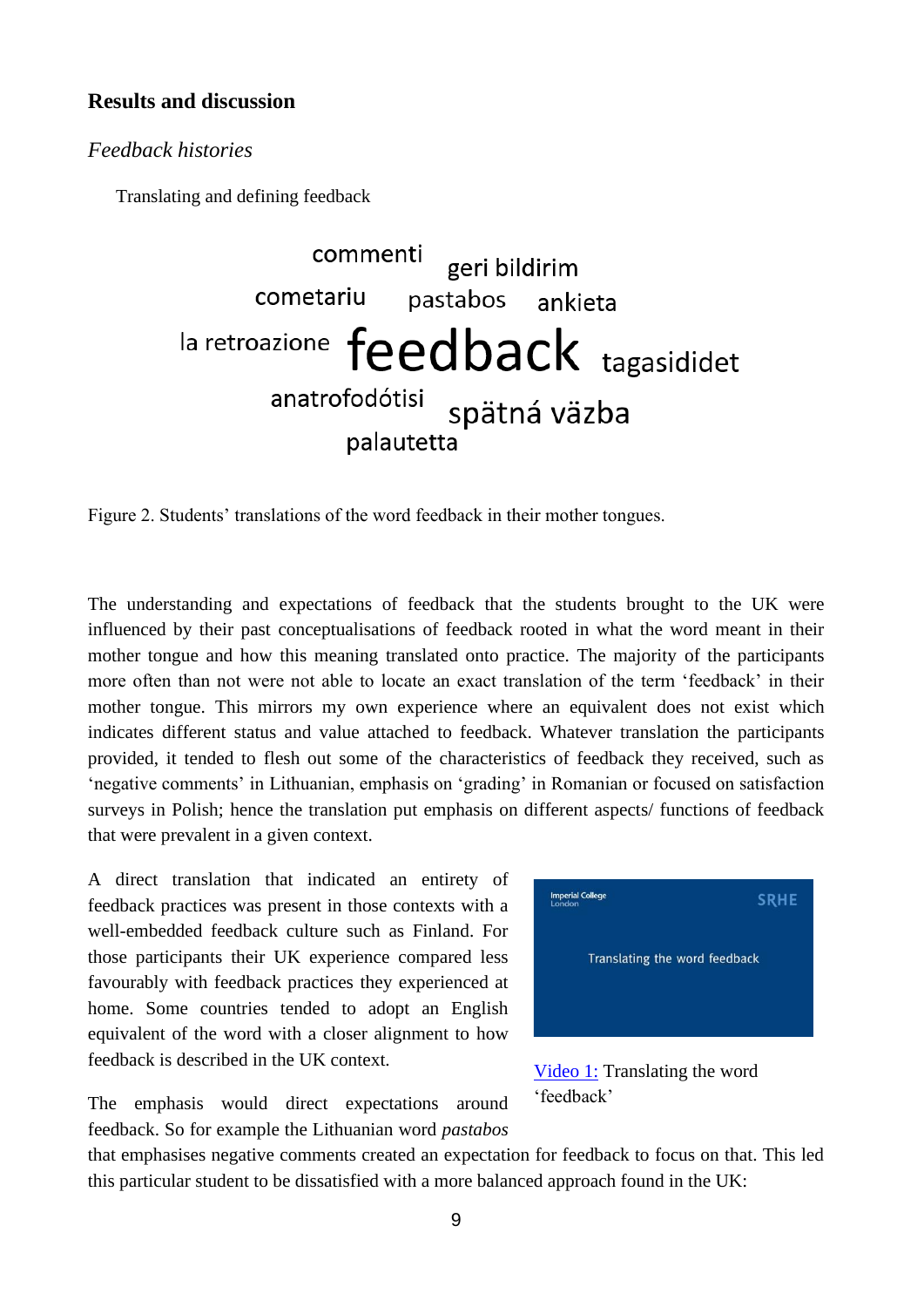## Results and discussion

### *Feedback histories*

Translating and defining feedback

commenti geri bildirim
cometariu pastabos ankieta
la retroazione **feedback** tagasididet
anatrofodótisi spätná väzba
palautetta

Figure 2. Students' translations of the word feedback in their mother tongues.

The understanding and expectations of feedback that the students brought to the UK were influenced by their past conceptualisations of feedback rooted in what the word meant in their mother tongue and how this meaning translated onto practice. The majority of the participants more often than not were not able to locate an exact translation of the term 'feedback' in their mother tongue. This mirrors my own experience where an equivalent does not exist which indicates different status and value attached to feedback. Whatever translation the participants provided, it tended to flesh out some of the characteristics of feedback they received, such as 'negative comments' in Lithuanian, emphasis on 'grading' in Romanian or focused on satisfaction surveys in Polish; hence the translation put emphasis on different aspects/ functions of feedback that were prevalent in a given context.

A direct translation that indicated an entirety of feedback practices was present in those contexts with a well-embedded feedback culture such as Finland. For those participants their UK experience compared less favourably with feedback practices they experienced at home. Some countries tended to adopt an English equivalent of the word with a closer alignment to how feedback is described in the UK context.

Imperial College London SRHE

Translating the word feedback

Video 1: Translating the word 'feedback'

The emphasis would direct expectations around feedback. So for example the Lithuanian word *pastabos* that emphasises negative comments created an expectation for feedback to focus on that. This led this particular student to be dissatisfied with a more balanced approach found in the UK: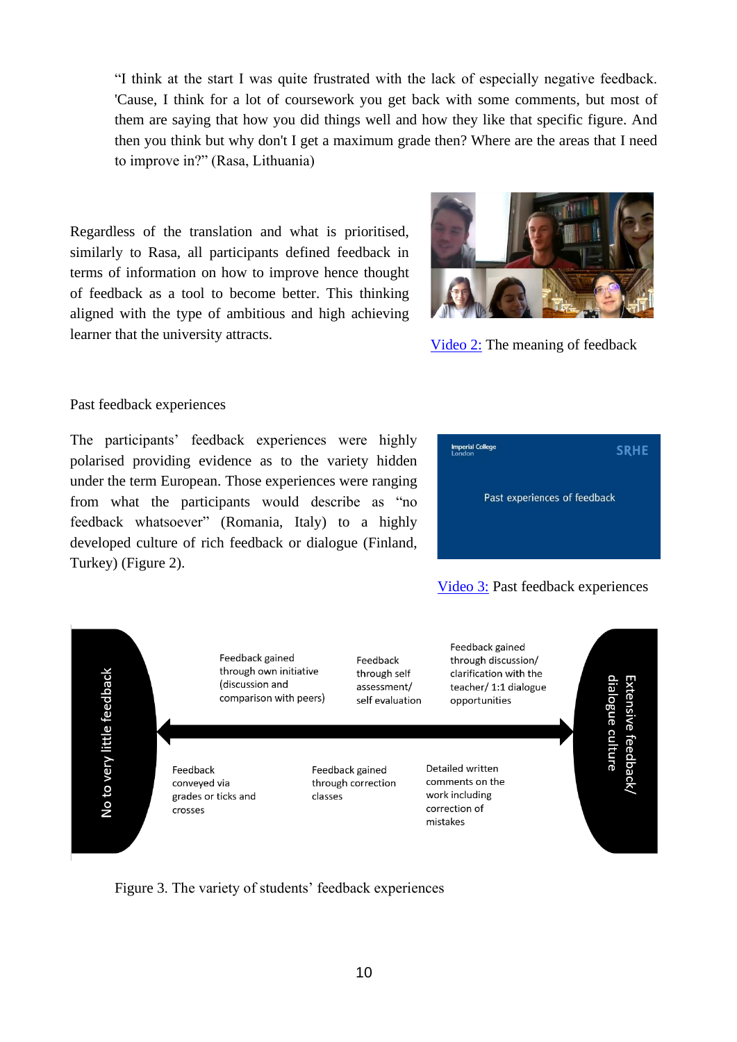"I think at the start I was quite frustrated with the lack of especially negative feedback. 'Cause, I think for a lot of coursework you get back with some comments, but most of them are saying that how you did things well and how they like that specific figure. And then you think but why don't I get a maximum grade then? Where are the areas that I need to improve in?" (Rasa, Lithuania)

Regardless of the translation and what is prioritised, similarly to Rasa, all participants defined feedback in terms of information on how to improve hence thought of feedback as a tool to become better. This thinking aligned with the type of ambitious and high achieving learner that the university attracts.

Video 2: The meaning of feedback

Past feedback experiences

The participants' feedback experiences were highly polarised providing evidence as to the variety hidden under the term European. Those experiences were ranging from what the participants would describe as "no feedback whatsoever" (Romania, Italy) to a highly developed culture of rich feedback or dialogue (Finland, Turkey) (Figure 2).

Video 3: Past feedback experiences

No to very little feedback

Feedback gained through own initiative (discussion and comparison with peers)

Feedback through self assessment/ self evaluation

Feedback gained through discussion/ clarification with the teacher/ 1:1 dialogue opportunities

Feedback conveyed via grades or ticks and crosses

Feedback gained through correction classes

Detailed written comments on the work including correction of mistakes

Extensive feedback/ dialogue culture

Figure 3. The variety of students' feedback experiences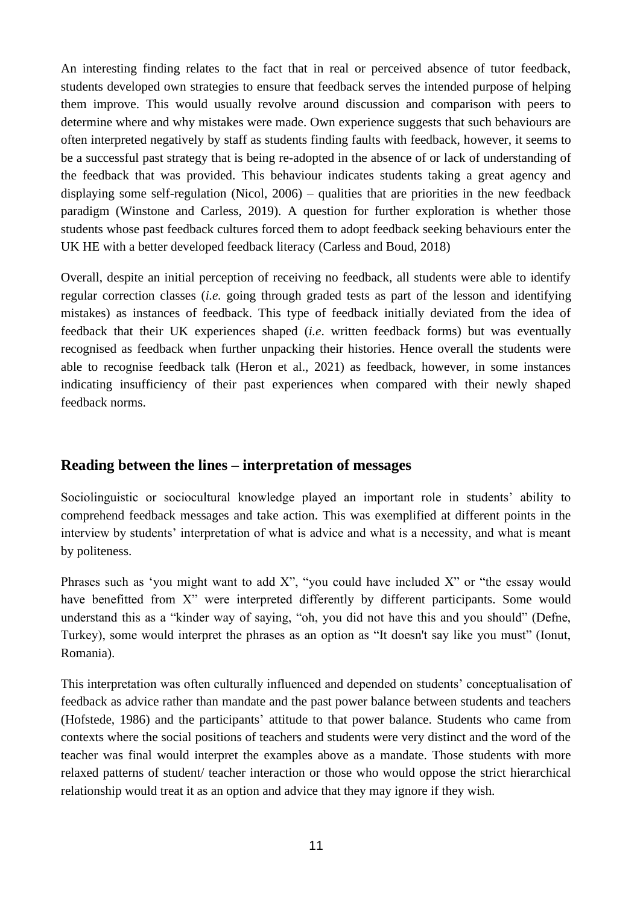An interesting finding relates to the fact that in real or perceived absence of tutor feedback, students developed own strategies to ensure that feedback serves the intended purpose of helping them improve. This would usually revolve around discussion and comparison with peers to determine where and why mistakes were made. Own experience suggests that such behaviours are often interpreted negatively by staff as students finding faults with feedback, however, it seems to be a successful past strategy that is being re-adopted in the absence of or lack of understanding of the feedback that was provided. This behaviour indicates students taking a great agency and displaying some self-regulation (Nicol, 2006) – qualities that are priorities in the new feedback paradigm (Winstone and Carless, 2019). A question for further exploration is whether those students whose past feedback cultures forced them to adopt feedback seeking behaviours enter the UK HE with a better developed feedback literacy (Carless and Boud, 2018)

Overall, despite an initial perception of receiving no feedback, all students were able to identify regular correction classes (*i.e.* going through graded tests as part of the lesson and identifying mistakes) as instances of feedback. This type of feedback initially deviated from the idea of feedback that their UK experiences shaped (*i.e*. written feedback forms) but was eventually recognised as feedback when further unpacking their histories. Hence overall the students were able to recognise feedback talk (Heron et al., 2021) as feedback, however, in some instances indicating insufficiency of their past experiences when compared with their newly shaped feedback norms.

## Reading between the lines – interpretation of messages

Sociolinguistic or sociocultural knowledge played an important role in students' ability to comprehend feedback messages and take action. This was exemplified at different points in the interview by students' interpretation of what is advice and what is a necessity, and what is meant by politeness.

Phrases such as 'you might want to add X", "you could have included X" or "the essay would have benefitted from X" were interpreted differently by different participants. Some would understand this as a "kinder way of saying, "oh, you did not have this and you should" (Defne, Turkey), some would interpret the phrases as an option as "It doesn't say like you must" (Ionut, Romania).

This interpretation was often culturally influenced and depended on students' conceptualisation of feedback as advice rather than mandate and the past power balance between students and teachers (Hofstede, 1986) and the participants' attitude to that power balance. Students who came from contexts where the social positions of teachers and students were very distinct and the word of the teacher was final would interpret the examples above as a mandate. Those students with more relaxed patterns of student/ teacher interaction or those who would oppose the strict hierarchical relationship would treat it as an option and advice that they may ignore if they wish.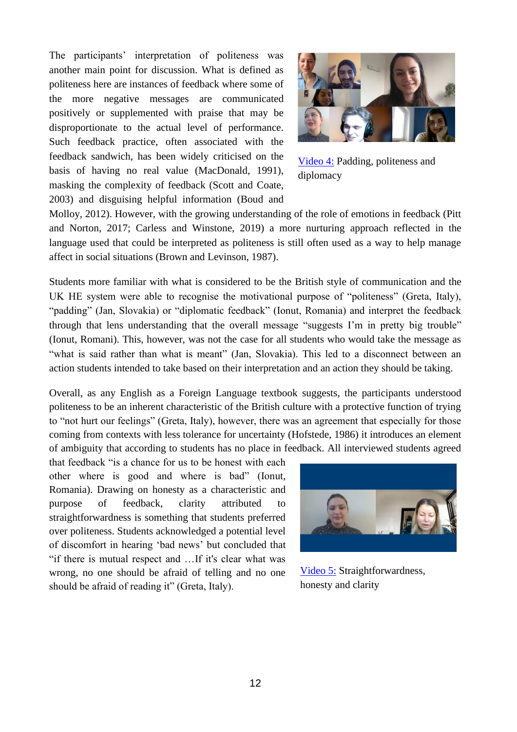The participants' interpretation of politeness was another main point for discussion. What is defined as politeness here are instances of feedback where some of the more negative messages are communicated positively or supplemented with praise that may be disproportionate to the actual level of performance. Such feedback practice, often associated with the feedback sandwich, has been widely criticised on the basis of having no real value (MacDonald, 1991), masking the complexity of feedback (Scott and Coate, 2003) and disguising helpful information (Boud and Molloy, 2012). However, with the growing understanding of the role of emotions in feedback (Pitt and Norton, 2017; Carless and Winstone, 2019) a more nurturing approach reflected in the language used that could be interpreted as politeness is still often used as a way to help manage affect in social situations (Brown and Levinson, 1987).

Video 4: Padding, politeness and diplomacy

Students more familiar with what is considered to be the British style of communication and the UK HE system were able to recognise the motivational purpose of "politeness" (Greta, Italy), "padding" (Jan, Slovakia) or "diplomatic feedback" (Ionut, Romania) and interpret the feedback through that lens understanding that the overall message "suggests I'm in pretty big trouble" (Ionut, Romani). This, however, was not the case for all students who would take the message as "what is said rather than what is meant" (Jan, Slovakia). This led to a disconnect between an action students intended to take based on their interpretation and an action they should be taking.

Overall, as any English as a Foreign Language textbook suggests, the participants understood politeness to be an inherent characteristic of the British culture with a protective function of trying to "not hurt our feelings" (Greta, Italy), however, there was an agreement that especially for those coming from contexts with less tolerance for uncertainty (Hofstede, 1986) it introduces an element of ambiguity that according to students has no place in feedback. All interviewed students agreed that feedback "is a chance for us to be honest with each other where is good and where is bad" (Ionut, Romania). Drawing on honesty as a characteristic and purpose of feedback, clarity attributed to straightforwardness is something that students preferred over politeness. Students acknowledged a potential level of discomfort in hearing 'bad news' but concluded that "if there is mutual respect and …If it's clear what was wrong, no one should be afraid of telling and no one should be afraid of reading it" (Greta, Italy).

Video 5: Straightforwardness, honesty and clarity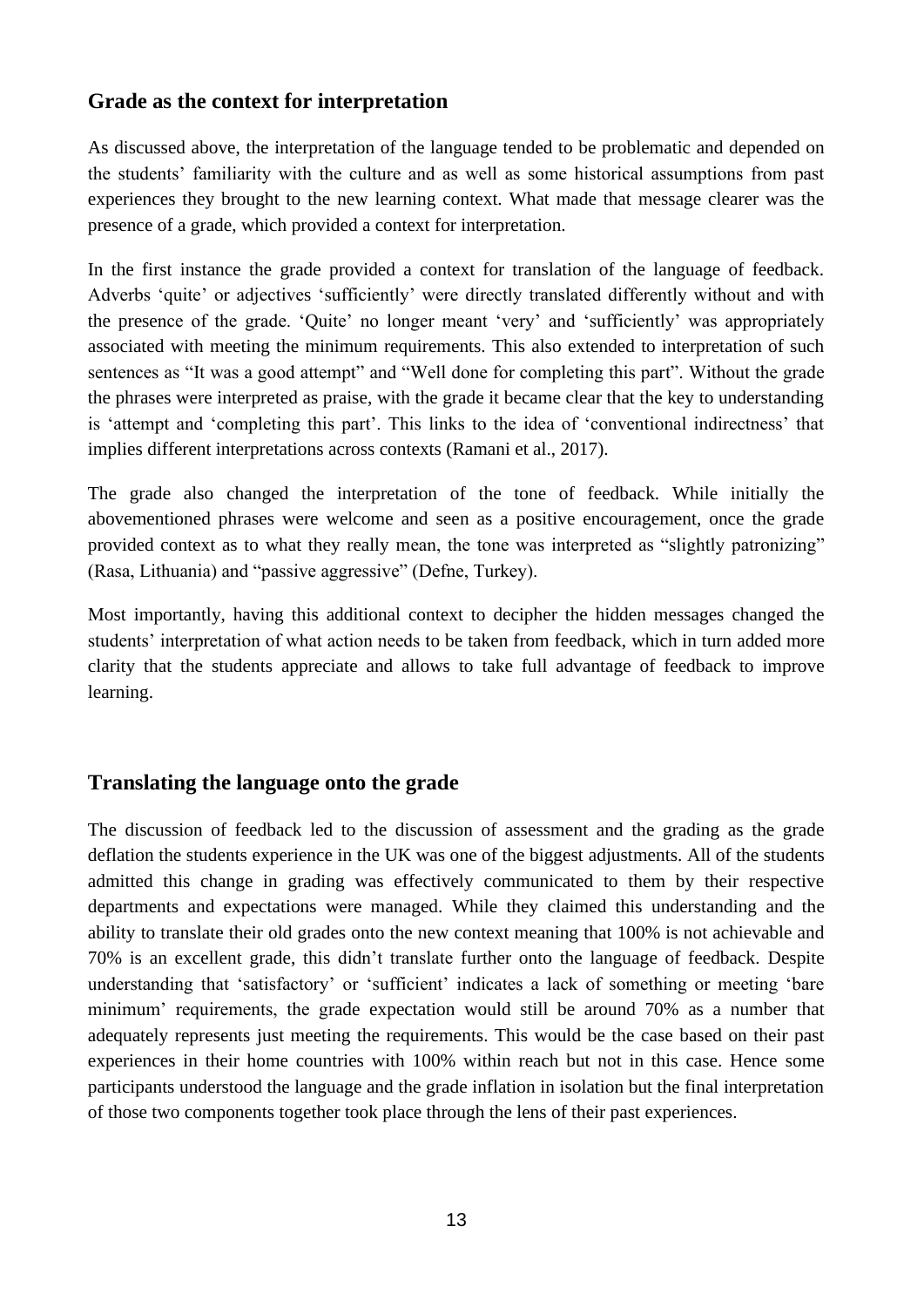## Grade as the context for interpretation

As discussed above, the interpretation of the language tended to be problematic and depended on the students' familiarity with the culture and as well as some historical assumptions from past experiences they brought to the new learning context. What made that message clearer was the presence of a grade, which provided a context for interpretation.

In the first instance the grade provided a context for translation of the language of feedback. Adverbs 'quite' or adjectives 'sufficiently' were directly translated differently without and with the presence of the grade. 'Quite' no longer meant 'very' and 'sufficiently' was appropriately associated with meeting the minimum requirements. This also extended to interpretation of such sentences as "It was a good attempt" and "Well done for completing this part". Without the grade the phrases were interpreted as praise, with the grade it became clear that the key to understanding is 'attempt and 'completing this part'. This links to the idea of 'conventional indirectness' that implies different interpretations across contexts (Ramani et al., 2017).

The grade also changed the interpretation of the tone of feedback. While initially the abovementioned phrases were welcome and seen as a positive encouragement, once the grade provided context as to what they really mean, the tone was interpreted as "slightly patronizing" (Rasa, Lithuania) and "passive aggressive" (Defne, Turkey).

Most importantly, having this additional context to decipher the hidden messages changed the students' interpretation of what action needs to be taken from feedback, which in turn added more clarity that the students appreciate and allows to take full advantage of feedback to improve learning.

## Translating the language onto the grade

The discussion of feedback led to the discussion of assessment and the grading as the grade deflation the students experience in the UK was one of the biggest adjustments. All of the students admitted this change in grading was effectively communicated to them by their respective departments and expectations were managed. While they claimed this understanding and the ability to translate their old grades onto the new context meaning that 100% is not achievable and 70% is an excellent grade, this didn't translate further onto the language of feedback. Despite understanding that 'satisfactory' or 'sufficient' indicates a lack of something or meeting 'bare minimum' requirements, the grade expectation would still be around 70% as a number that adequately represents just meeting the requirements. This would be the case based on their past experiences in their home countries with 100% within reach but not in this case. Hence some participants understood the language and the grade inflation in isolation but the final interpretation of those two components together took place through the lens of their past experiences.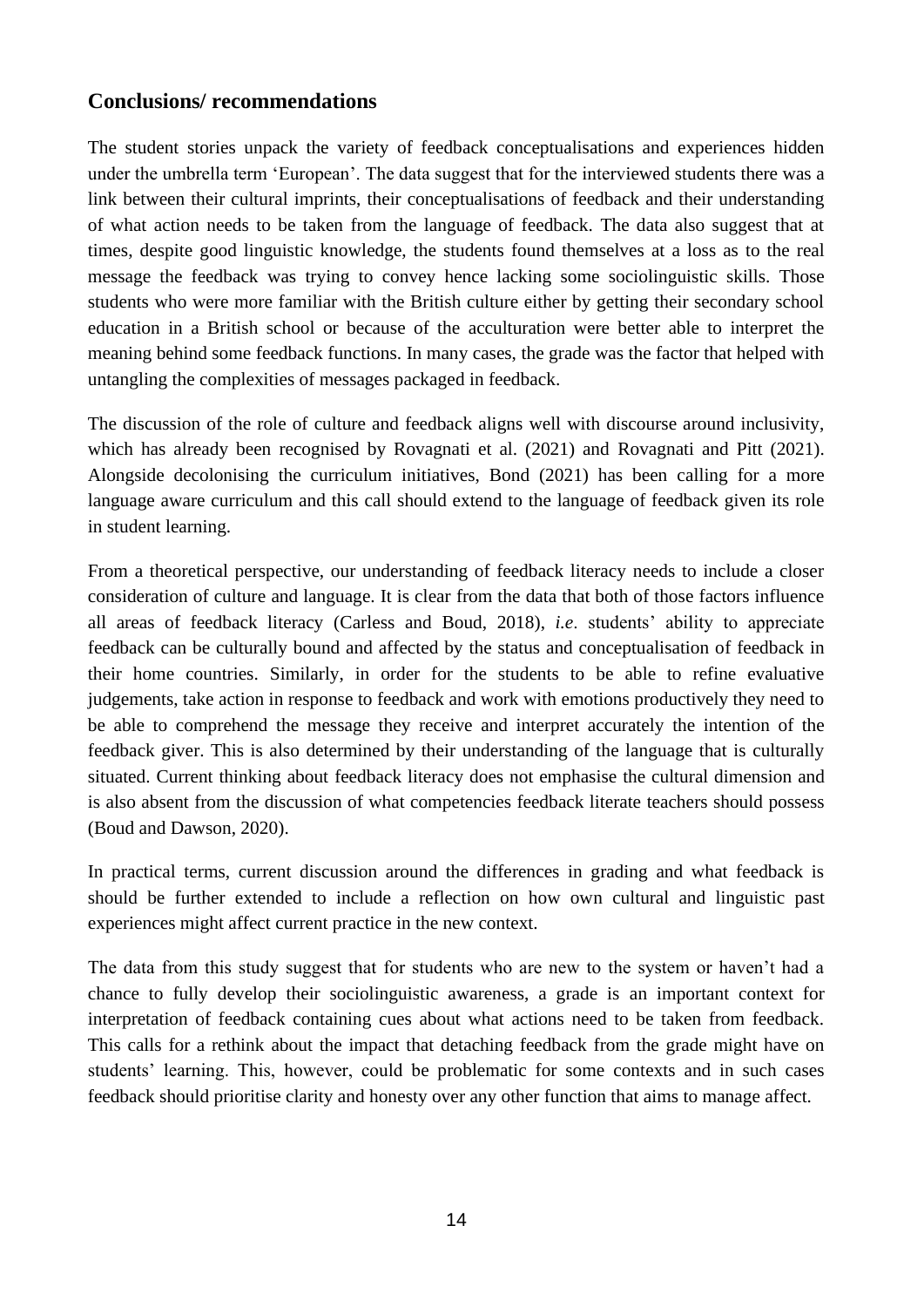## Conclusions/ recommendations

The student stories unpack the variety of feedback conceptualisations and experiences hidden under the umbrella term 'European'. The data suggest that for the interviewed students there was a link between their cultural imprints, their conceptualisations of feedback and their understanding of what action needs to be taken from the language of feedback. The data also suggest that at times, despite good linguistic knowledge, the students found themselves at a loss as to the real message the feedback was trying to convey hence lacking some sociolinguistic skills. Those students who were more familiar with the British culture either by getting their secondary school education in a British school or because of the acculturation were better able to interpret the meaning behind some feedback functions. In many cases, the grade was the factor that helped with untangling the complexities of messages packaged in feedback.

The discussion of the role of culture and feedback aligns well with discourse around inclusivity, which has already been recognised by Rovagnati et al. (2021) and Rovagnati and Pitt (2021). Alongside decolonising the curriculum initiatives, Bond (2021) has been calling for a more language aware curriculum and this call should extend to the language of feedback given its role in student learning.

From a theoretical perspective, our understanding of feedback literacy needs to include a closer consideration of culture and language. It is clear from the data that both of those factors influence all areas of feedback literacy (Carless and Boud, 2018), *i.e*. students' ability to appreciate feedback can be culturally bound and affected by the status and conceptualisation of feedback in their home countries. Similarly, in order for the students to be able to refine evaluative judgements, take action in response to feedback and work with emotions productively they need to be able to comprehend the message they receive and interpret accurately the intention of the feedback giver. This is also determined by their understanding of the language that is culturally situated. Current thinking about feedback literacy does not emphasise the cultural dimension and is also absent from the discussion of what competencies feedback literate teachers should possess (Boud and Dawson, 2020).

In practical terms, current discussion around the differences in grading and what feedback is should be further extended to include a reflection on how own cultural and linguistic past experiences might affect current practice in the new context.

The data from this study suggest that for students who are new to the system or haven't had a chance to fully develop their sociolinguistic awareness, a grade is an important context for interpretation of feedback containing cues about what actions need to be taken from feedback. This calls for a rethink about the impact that detaching feedback from the grade might have on students' learning. This, however, could be problematic for some contexts and in such cases feedback should prioritise clarity and honesty over any other function that aims to manage affect.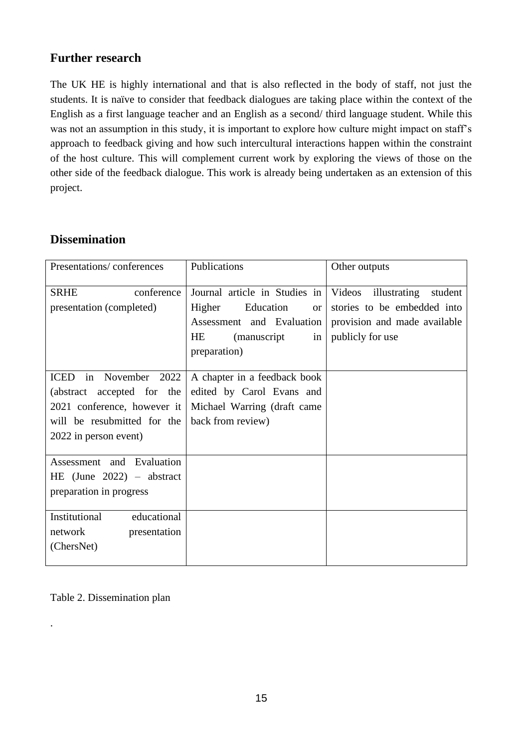## Further research

The UK HE is highly international and that is also reflected in the body of staff, not just the students. It is naïve to consider that feedback dialogues are taking place within the context of the English as a first language teacher and an English as a second/ third language student. While this was not an assumption in this study, it is important to explore how culture might impact on staff's approach to feedback giving and how such intercultural interactions happen within the constraint of the host culture. This will complement current work by exploring the views of those on the other side of the feedback dialogue. This work is already being undertaken as an extension of this project.

## Dissemination

| Presentations/ conferences | Publications | Other outputs |
|---|---|---|
| SRHE conference presentation (completed) | Journal article in Studies in Higher Education or Assessment and Evaluation HE (manuscript in preparation) | Videos illustrating student stories to be embedded into provision and made available publicly for use |
| ICED in November 2022 (abstract accepted for the 2021 conference, however it will be resubmitted for the 2022 in person event) | A chapter in a feedback book edited by Carol Evans and Michael Warring (draft came back from review) | |
| Assessment and Evaluation HE (June 2022) – abstract preparation in progress | | |
| Institutional educational network presentation (ChersNet) | | |

Table 2. Dissemination plan

.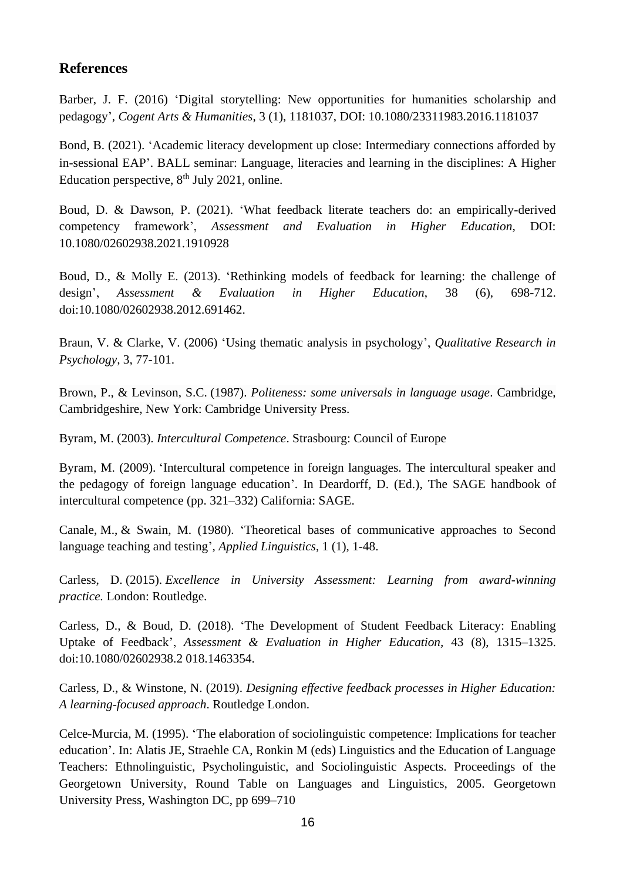## References

Barber, J. F. (2016) 'Digital storytelling: New opportunities for humanities scholarship and pedagogy', *Cogent Arts & Humanities*, 3 (1), 1181037, DOI: 10.1080/23311983.2016.1181037

Bond, B. (2021). 'Academic literacy development up close: Intermediary connections afforded by in-sessional EAP'. BALL seminar: Language, literacies and learning in the disciplines: A Higher Education perspective, 8th July 2021, online.

Boud, D. & Dawson, P. (2021). 'What feedback literate teachers do: an empirically-derived competency framework', *Assessment and Evaluation in Higher Education*, DOI: 10.1080/02602938.2021.1910928

Boud, D., & Molly E. (2013). 'Rethinking models of feedback for learning: the challenge of design', *Assessment & Evaluation in Higher Education*, 38 (6), 698-712. doi:10.1080/02602938.2012.691462.

Braun, V. & Clarke, V. (2006) 'Using thematic analysis in psychology', *Qualitative Research in Psychology*, 3, 77-101.

Brown, P., & Levinson, S.C. (1987). *Politeness: some universals in language usage*. Cambridge, Cambridgeshire, New York: Cambridge University Press.

Byram, M. (2003). *Intercultural Competence*. Strasbourg: Council of Europe

Byram, M. (2009). 'Intercultural competence in foreign languages. The intercultural speaker and the pedagogy of foreign language education'. In Deardorff, D. (Ed.), The SAGE handbook of intercultural competence (pp. 321–332) California: SAGE.

Canale, M., & Swain, M. (1980). 'Theoretical bases of communicative approaches to Second language teaching and testing', *Applied Linguistics*, 1 (1), 1-48.

Carless, D. (2015). *Excellence in University Assessment: Learning from award-winning practice.* London: Routledge.

Carless, D., & Boud, D. (2018). 'The Development of Student Feedback Literacy: Enabling Uptake of Feedback', *Assessment & Evaluation in Higher Education*, 43 (8), 1315–1325. doi:10.1080/02602938.2 018.1463354.

Carless, D., & Winstone, N. (2019). *Designing effective feedback processes in Higher Education: A learning-focused approach*. Routledge London.

Celce-Murcia, M. (1995). 'The elaboration of sociolinguistic competence: Implications for teacher education'. In: Alatis JE, Straehle CA, Ronkin M (eds) Linguistics and the Education of Language Teachers: Ethnolinguistic, Psycholinguistic, and Sociolinguistic Aspects. Proceedings of the Georgetown University, Round Table on Languages and Linguistics, 2005. Georgetown University Press, Washington DC, pp 699–710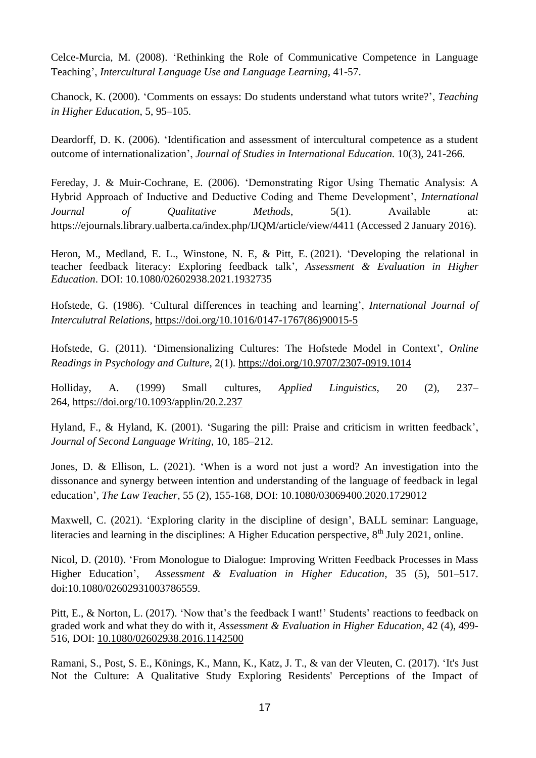Celce-Murcia, M. (2008). 'Rethinking the Role of Communicative Competence in Language Teaching', *Intercultural Language Use and Language Learning*, 41-57.

Chanock, K. (2000). 'Comments on essays: Do students understand what tutors write?', *Teaching in Higher Education*, 5, 95–105.

Deardorff, D. K. (2006). 'Identification and assessment of intercultural competence as a student outcome of internationalization', *Journal of Studies in International Education.* 10(3), 241-266.

Fereday, J. & Muir-Cochrane, E. (2006). 'Demonstrating Rigor Using Thematic Analysis: A Hybrid Approach of Inductive and Deductive Coding and Theme Development', *International Journal of Qualitative Methods*, 5(1). Available at: https://ejournals.library.ualberta.ca/index.php/IJQM/article/view/4411 (Accessed 2 January 2016).

Heron, M., Medland, E. L., Winstone, N. E, & Pitt, E. (2021). 'Developing the relational in teacher feedback literacy: Exploring feedback talk', *Assessment & Evaluation in Higher Education*. DOI: 10.1080/02602938.2021.1932735

Hofstede, G. (1986). 'Cultural differences in teaching and learning', *International Journal of Interculutral Relations*, https://doi.org/10.1016/0147-1767(86)90015-5

Hofstede, G. (2011). 'Dimensionalizing Cultures: The Hofstede Model in Context', *Online Readings in Psychology and Culture*, 2(1). https://doi.org/10.9707/2307-0919.1014

Holliday, A. (1999) Small cultures, *Applied Linguistics*, 20 (2), 237–264, https://doi.org/10.1093/applin/20.2.237

Hyland, F., & Hyland, K. (2001). 'Sugaring the pill: Praise and criticism in written feedback', *Journal of Second Language Writing*, 10, 185–212.

Jones, D. & Ellison, L. (2021). 'When is a word not just a word? An investigation into the dissonance and synergy between intention and understanding of the language of feedback in legal education', *The Law Teacher*, 55 (2), 155-168, DOI: 10.1080/03069400.2020.1729012

Maxwell, C. (2021). 'Exploring clarity in the discipline of design', BALL seminar: Language, literacies and learning in the disciplines: A Higher Education perspective, 8th July 2021, online.

Nicol, D. (2010). 'From Monologue to Dialogue: Improving Written Feedback Processes in Mass Higher Education', *Assessment & Evaluation in Higher Education*, 35 (5), 501–517. doi:10.1080/02602931003786559.

Pitt, E., & Norton, L. (2017). 'Now that's the feedback I want!' Students' reactions to feedback on graded work and what they do with it, *Assessment & Evaluation in Higher Education*, 42 (4), 499-516, DOI: 10.1080/02602938.2016.1142500

Ramani, S., Post, S. E., Könings, K., Mann, K., Katz, J. T., & van der Vleuten, C. (2017). 'It's Just Not the Culture: A Qualitative Study Exploring Residents' Perceptions of the Impact of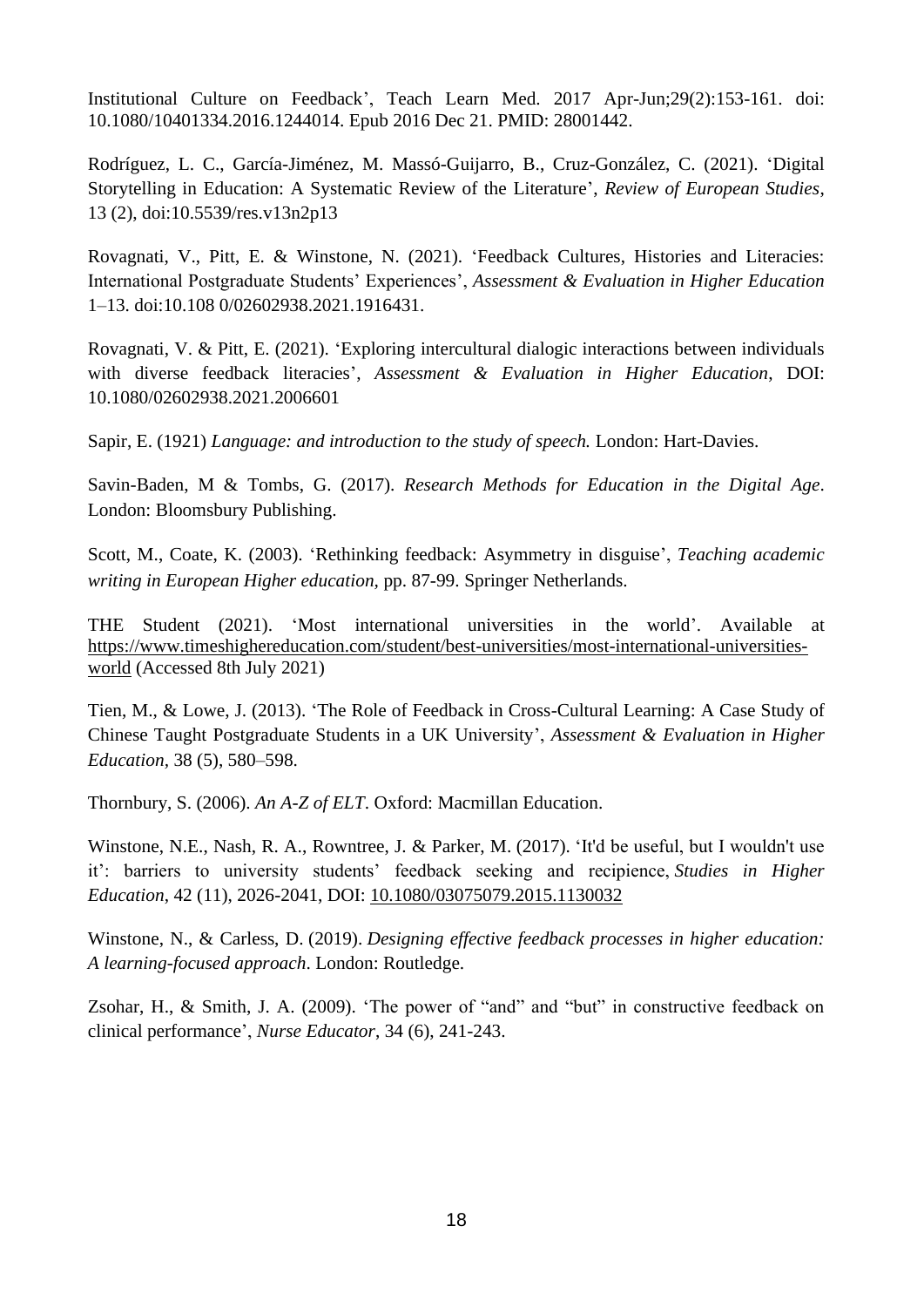Institutional Culture on Feedback', Teach Learn Med. 2017 Apr-Jun;29(2):153-161. doi: 10.1080/10401334.2016.1244014. Epub 2016 Dec 21. PMID: 28001442.

Rodríguez, L. C., García-Jiménez, M. Massó-Guijarro, B., Cruz-González, C. (2021). 'Digital Storytelling in Education: A Systematic Review of the Literature', *Review of European Studies*, 13 (2), doi:10.5539/res.v13n2p13

Rovagnati, V., Pitt, E. & Winstone, N. (2021). 'Feedback Cultures, Histories and Literacies: International Postgraduate Students' Experiences', *Assessment & Evaluation in Higher Education* 1–13. doi:10.108 0/02602938.2021.1916431.

Rovagnati, V. & Pitt, E. (2021). 'Exploring intercultural dialogic interactions between individuals with diverse feedback literacies', *Assessment & Evaluation in Higher Education*, DOI: 10.1080/02602938.2021.2006601

Sapir, E. (1921) *Language: and introduction to the study of speech.* London: Hart-Davies.

Savin-Baden, M & Tombs, G. (2017). *Research Methods for Education in the Digital Age*. London: Bloomsbury Publishing.

Scott, M., Coate, K. (2003). 'Rethinking feedback: Asymmetry in disguise', *Teaching academic writing in European Higher education*, pp. 87-99. Springer Netherlands.

THE Student (2021). 'Most international universities in the world'. Available at https://www.timeshighereducation.com/student/best-universities/most-international-universities-world (Accessed 8th July 2021)

Tien, M., & Lowe, J. (2013). 'The Role of Feedback in Cross-Cultural Learning: A Case Study of Chinese Taught Postgraduate Students in a UK University', *Assessment & Evaluation in Higher Education,* 38 (5), 580–598.

Thornbury, S. (2006). *An A-Z of ELT*. Oxford: Macmillan Education.

Winstone, N.E., Nash, R. A., Rowntree, J. & Parker, M. (2017). 'It'd be useful, but I wouldn't use it': barriers to university students' feedback seeking and recipience, *Studies in Higher Education*, 42 (11), 2026-2041, DOI: 10.1080/03075079.2015.1130032

Winstone, N., & Carless, D. (2019). *Designing effective feedback processes in higher education: A learning-focused approach*. London: Routledge.

Zsohar, H., & Smith, J. A. (2009). 'The power of "and" and "but" in constructive feedback on clinical performance', *Nurse Educator*, 34 (6), 241-243.